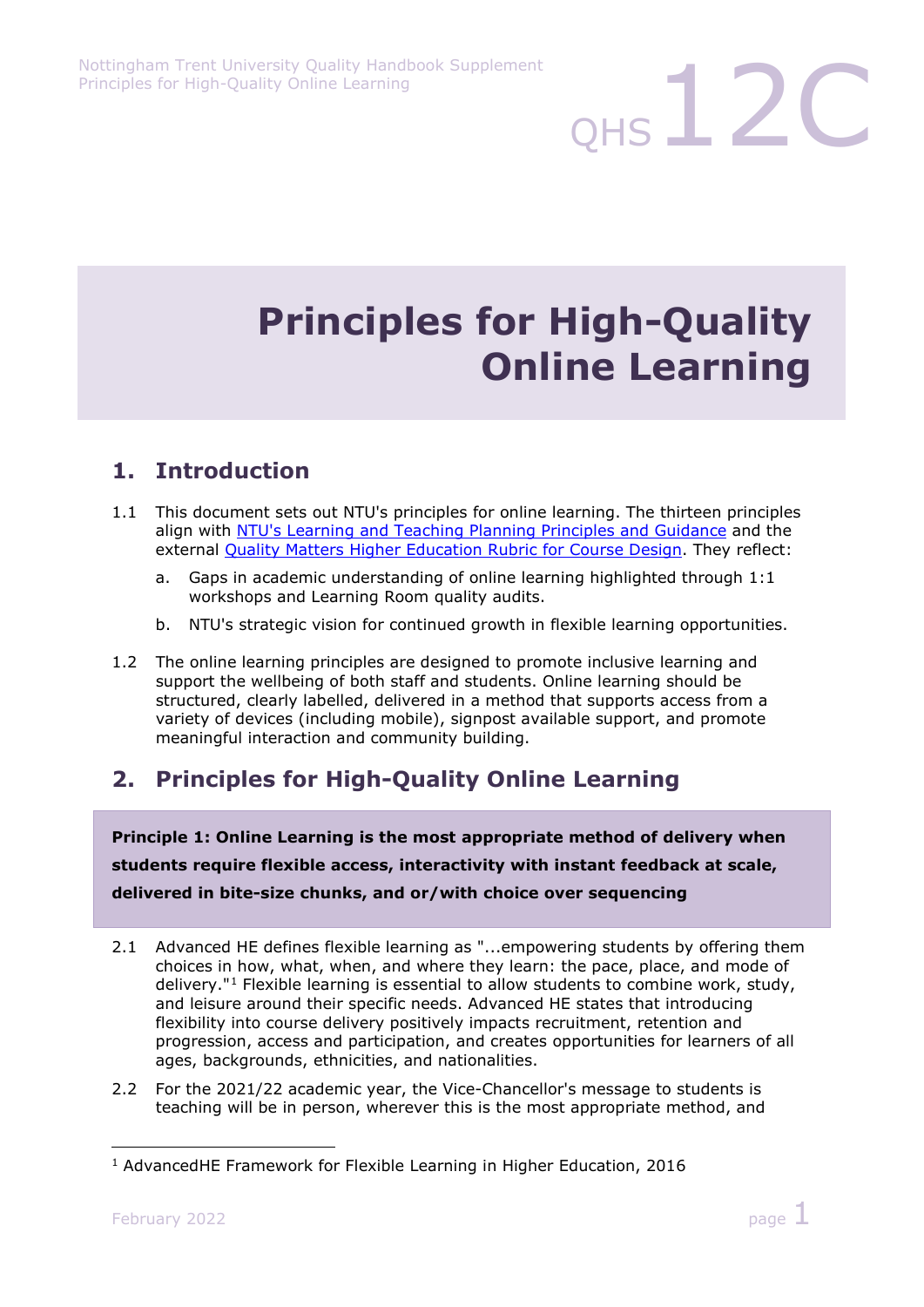# Principles for High-Quality Online Learning

## 1. Introduction

1.1 This document sets out NTU's principles for online learning. The thirteen principles align with [NTU's Learning and Teaching Planning Principles and Guidance] and the external [Quality Matters Higher Education Rubric for Course Design]. They reflect:

a. Gaps in academic understanding of online learning highlighted through 1:1 workshops and Learning Room quality audits.

b. NTU's strategic vision for continued growth in flexible learning opportunities.

1.2 The online learning principles are designed to promote inclusive learning and support the wellbeing of both staff and students. Online learning should be structured, clearly labelled, delivered in a method that supports access from a variety of devices (including mobile), signpost available support, and promote meaningful interaction and community building.

## 2. Principles for High-Quality Online Learning

**Principle 1: Online Learning is the most appropriate method of delivery when students require flexible access, interactivity with instant feedback at scale, delivered in bite-size chunks, and or/with choice over sequencing**

2.1 Advanced HE defines flexible learning as "...empowering students by offering them choices in how, what, when, and where they learn: the pace, place, and mode of delivery."[1] Flexible learning is essential to allow students to combine work, study, and leisure around their specific needs. Advanced HE states that introducing flexibility into course delivery positively impacts recruitment, retention and progression, access and participation, and creates opportunities for learners of all ages, backgrounds, ethnicities, and nationalities.

2.2 For the 2021/22 academic year, the Vice-Chancellor's message to students is teaching will be in person, wherever this is the most appropriate method, and

[1] AdvancedHE Framework for Flexible Learning in Higher Education, 2016

February 2022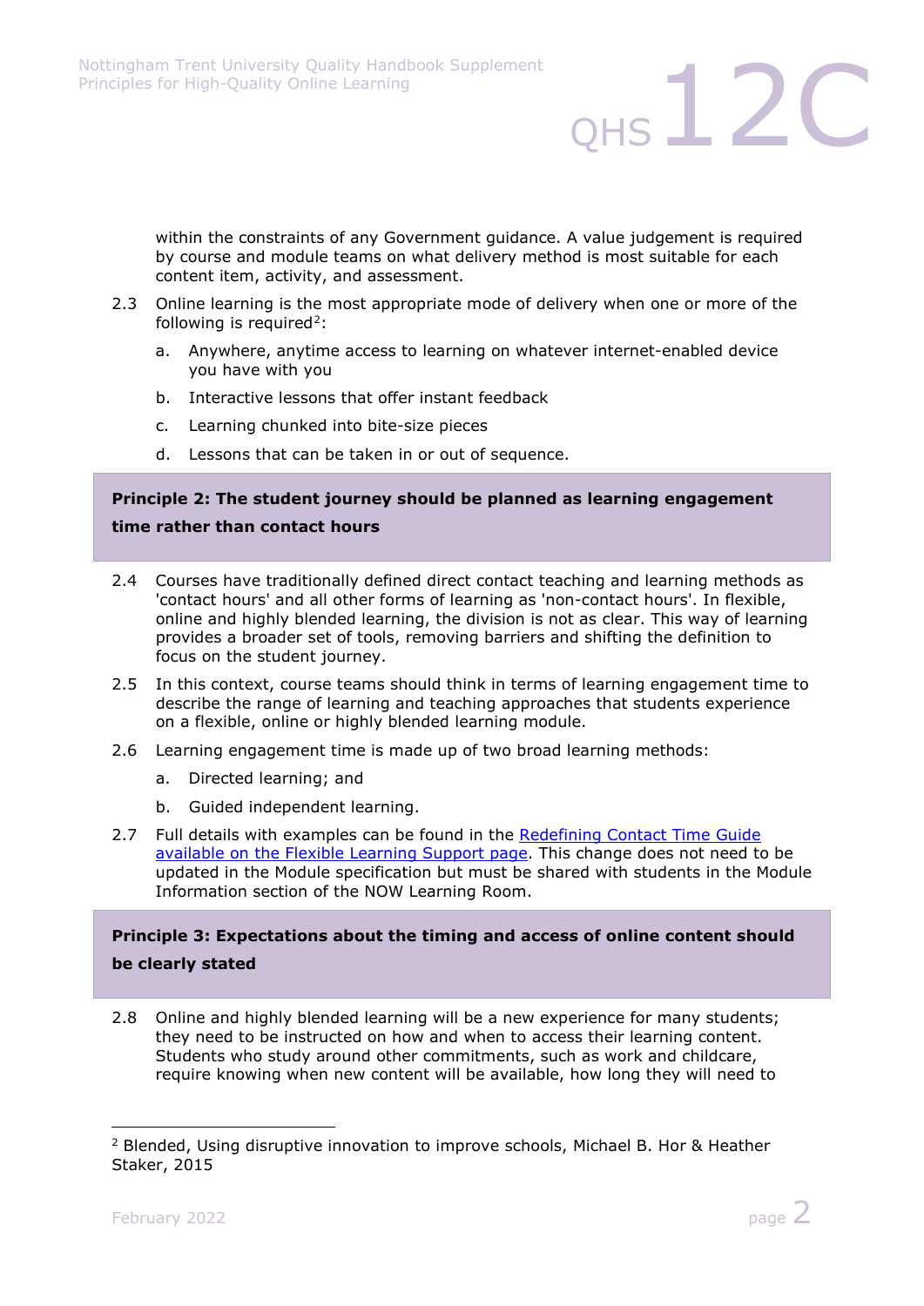within the constraints of any Government guidance. A value judgement is required by course and module teams on what delivery method is most suitable for each content item, activity, and assessment.

2.3 Online learning is the most appropriate mode of delivery when one or more of the following is required[2]:

  a. Anywhere, anytime access to learning on whatever internet-enabled device you have with you
  b. Interactive lessons that offer instant feedback
  c. Learning chunked into bite-size pieces
  d. Lessons that can be taken in or out of sequence.

**Principle 2: The student journey should be planned as learning engagement time rather than contact hours**

2.4 Courses have traditionally defined direct contact teaching and learning methods as 'contact hours' and all other forms of learning as 'non-contact hours'. In flexible, online and highly blended learning, the division is not as clear. This way of learning provides a broader set of tools, removing barriers and shifting the definition to focus on the student journey.

2.5 In this context, course teams should think in terms of learning engagement time to describe the range of learning and teaching approaches that students experience on a flexible, online or highly blended learning module.

2.6 Learning engagement time is made up of two broad learning methods:

  a. Directed learning; and
  b. Guided independent learning.

2.7 Full details with examples can be found in the Redefining Contact Time Guide available on the Flexible Learning Support page. This change does not need to be updated in the Module specification but must be shared with students in the Module Information section of the NOW Learning Room.

**Principle 3: Expectations about the timing and access of online content should be clearly stated**

2.8 Online and highly blended learning will be a new experience for many students; they need to be instructed on how and when to access their learning content. Students who study around other commitments, such as work and childcare, require knowing when new content will be available, how long they will need to

---

[2] Blended, Using disruptive innovation to improve schools, Michael B. Hor & Heather Staker, 2015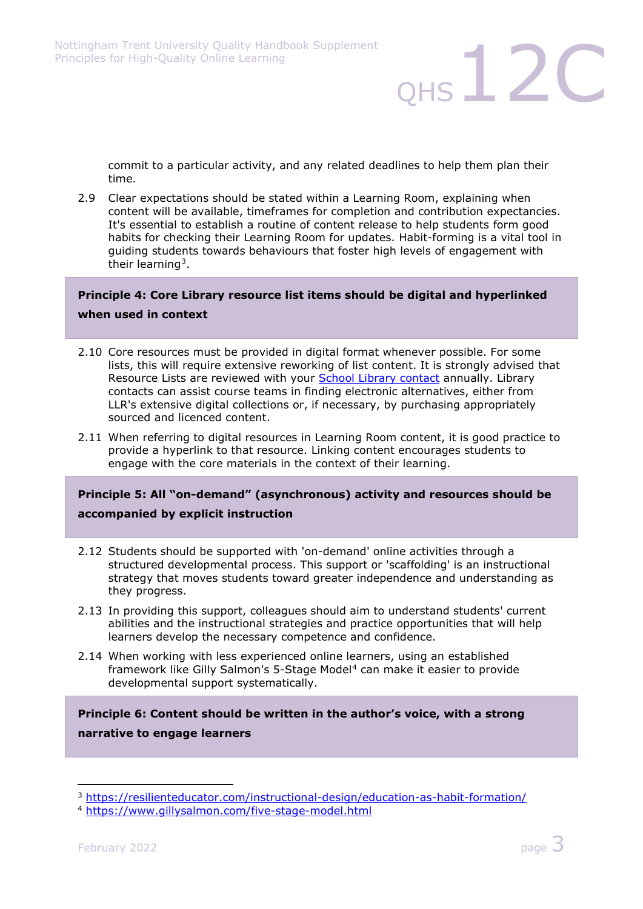commit to a particular activity, and any related deadlines to help them plan their time.

2.9 Clear expectations should be stated within a Learning Room, explaining when content will be available, timeframes for completion and contribution expectancies. It's essential to establish a routine of content release to help students form good habits for checking their Learning Room for updates. Habit-forming is a vital tool in guiding students towards behaviours that foster high levels of engagement with their learning[3].

**Principle 4: Core Library resource list items should be digital and hyperlinked when used in context**

2.10 Core resources must be provided in digital format whenever possible. For some lists, this will require extensive reworking of list content. It is strongly advised that Resource Lists are reviewed with your School Library contact annually. Library contacts can assist course teams in finding electronic alternatives, either from LLR's extensive digital collections or, if necessary, by purchasing appropriately sourced and licenced content.

2.11 When referring to digital resources in Learning Room content, it is good practice to provide a hyperlink to that resource. Linking content encourages students to engage with the core materials in the context of their learning.

**Principle 5: All "on-demand" (asynchronous) activity and resources should be accompanied by explicit instruction**

2.12 Students should be supported with 'on-demand' online activities through a structured developmental process. This support or 'scaffolding' is an instructional strategy that moves students toward greater independence and understanding as they progress.

2.13 In providing this support, colleagues should aim to understand students' current abilities and the instructional strategies and practice opportunities that will help learners develop the necessary competence and confidence.

2.14 When working with less experienced online learners, using an established framework like Gilly Salmon's 5-Stage Model[4] can make it easier to provide developmental support systematically.

**Principle 6: Content should be written in the author's voice, with a strong narrative to engage learners**

---

[3] https://resilienteducator.com/instructional-design/education-as-habit-formation/

[4] https://www.gillysalmon.com/five-stage-model.html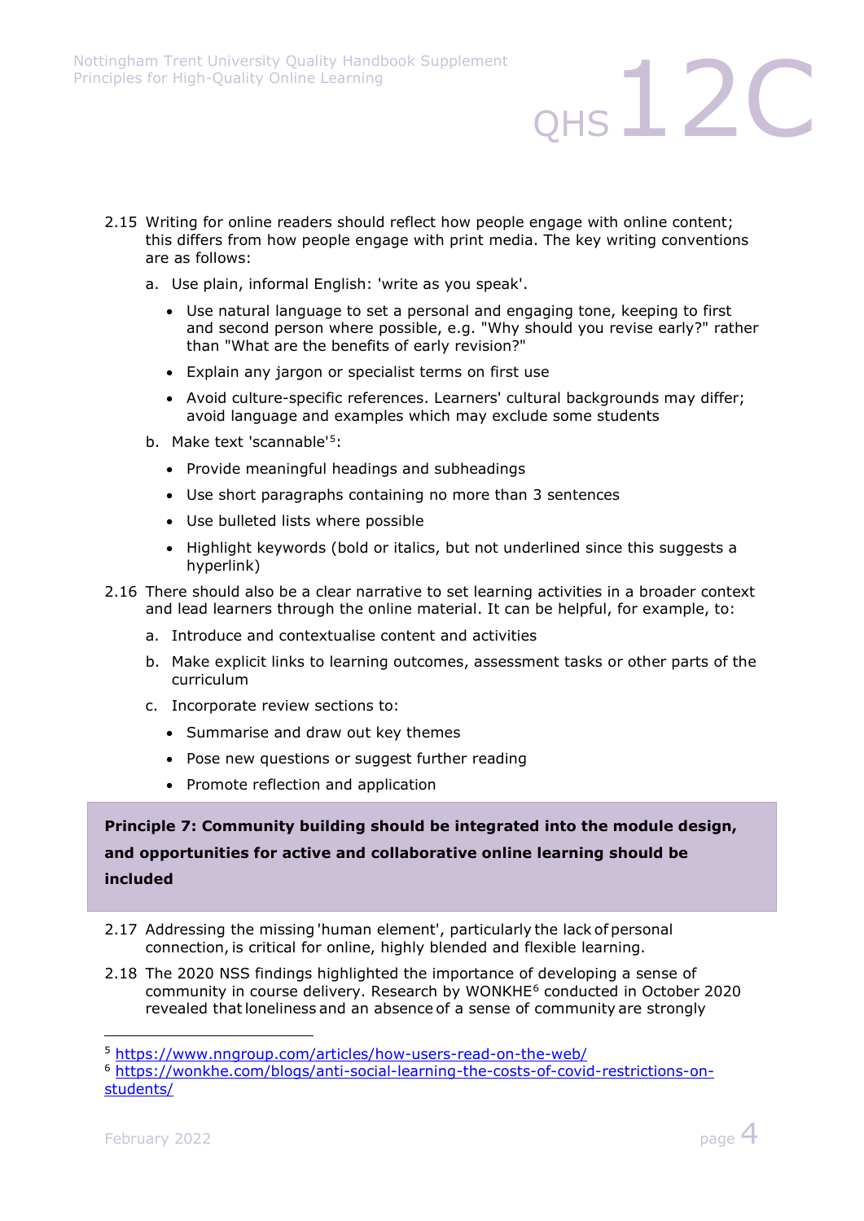2.15 Writing for online readers should reflect how people engage with online content; this differs from how people engage with print media. The key writing conventions are as follows:

a. Use plain, informal English: 'write as you speak'.

- Use natural language to set a personal and engaging tone, keeping to first and second person where possible, e.g. "Why should you revise early?" rather than "What are the benefits of early revision?"
- Explain any jargon or specialist terms on first use
- Avoid culture-specific references. Learners' cultural backgrounds may differ; avoid language and examples which may exclude some students

b. Make text 'scannable'[5]:

- Provide meaningful headings and subheadings
- Use short paragraphs containing no more than 3 sentences
- Use bulleted lists where possible
- Highlight keywords (bold or italics, but not underlined since this suggests a hyperlink)

2.16 There should also be a clear narrative to set learning activities in a broader context and lead learners through the online material. It can be helpful, for example, to:

a. Introduce and contextualise content and activities

b. Make explicit links to learning outcomes, assessment tasks or other parts of the curriculum

c. Incorporate review sections to:

- Summarise and draw out key themes
- Pose new questions or suggest further reading
- Promote reflection and application

**Principle 7: Community building should be integrated into the module design, and opportunities for active and collaborative online learning should be included**

2.17 Addressing the missing 'human element', particularly the lack of personal connection, is critical for online, highly blended and flexible learning.

2.18 The 2020 NSS findings highlighted the importance of developing a sense of community in course delivery. Research by WONKHE[6] conducted in October 2020 revealed that loneliness and an absence of a sense of community are strongly

---

[5] https://www.nngroup.com/articles/how-users-read-on-the-web/

[6] https://wonkhe.com/blogs/anti-social-learning-the-costs-of-covid-restrictions-on-students/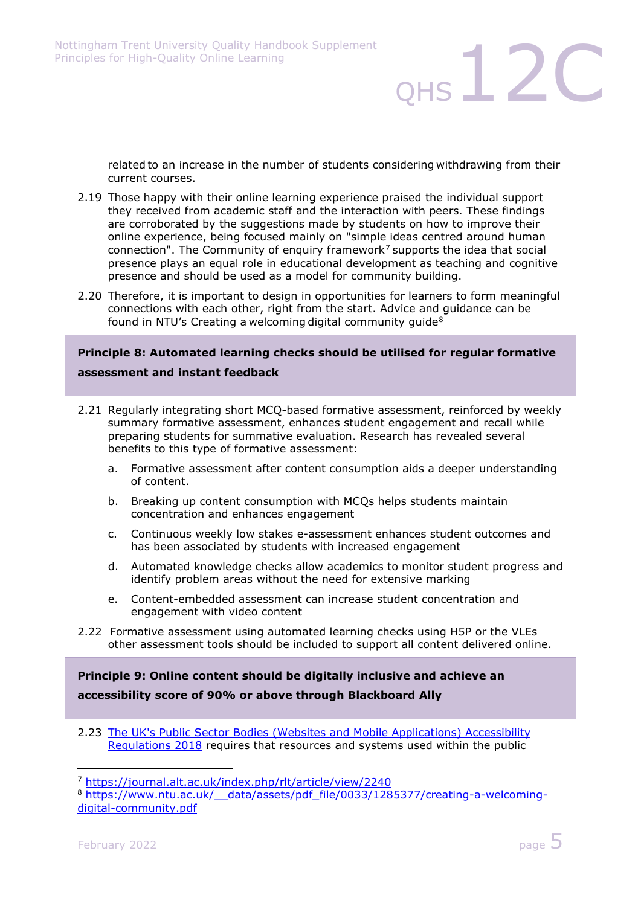related to an increase in the number of students considering withdrawing from their current courses.

2.19 Those happy with their online learning experience praised the individual support they received from academic staff and the interaction with peers. These findings are corroborated by the suggestions made by students on how to improve their online experience, being focused mainly on "simple ideas centred around human connection". The Community of enquiry framework[7] supports the idea that social presence plays an equal role in educational development as teaching and cognitive presence and should be used as a model for community building.

2.20 Therefore, it is important to design in opportunities for learners to form meaningful connections with each other, right from the start. Advice and guidance can be found in NTU's Creating a welcoming digital community guide[8]

**Principle 8: Automated learning checks should be utilised for regular formative assessment and instant feedback**

2.21 Regularly integrating short MCQ-based formative assessment, reinforced by weekly summary formative assessment, enhances student engagement and recall while preparing students for summative evaluation. Research has revealed several benefits to this type of formative assessment:

a. Formative assessment after content consumption aids a deeper understanding of content.

b. Breaking up content consumption with MCQs helps students maintain concentration and enhances engagement

c. Continuous weekly low stakes e-assessment enhances student outcomes and has been associated by students with increased engagement

d. Automated knowledge checks allow academics to monitor student progress and identify problem areas without the need for extensive marking

e. Content-embedded assessment can increase student concentration and engagement with video content

2.22 Formative assessment using automated learning checks using H5P or the VLEs other assessment tools should be included to support all content delivered online.

**Principle 9: Online content should be digitally inclusive and achieve an accessibility score of 90% or above through Blackboard Ally**

2.23 [The UK's Public Sector Bodies (Websites and Mobile Applications) Accessibility Regulations 2018]() requires that resources and systems used within the public

---

[7] https://journal.alt.ac.uk/index.php/rlt/article/view/2240

[8] https://www.ntu.ac.uk/__data/assets/pdf_file/0033/1285377/creating-a-welcoming-digital-community.pdf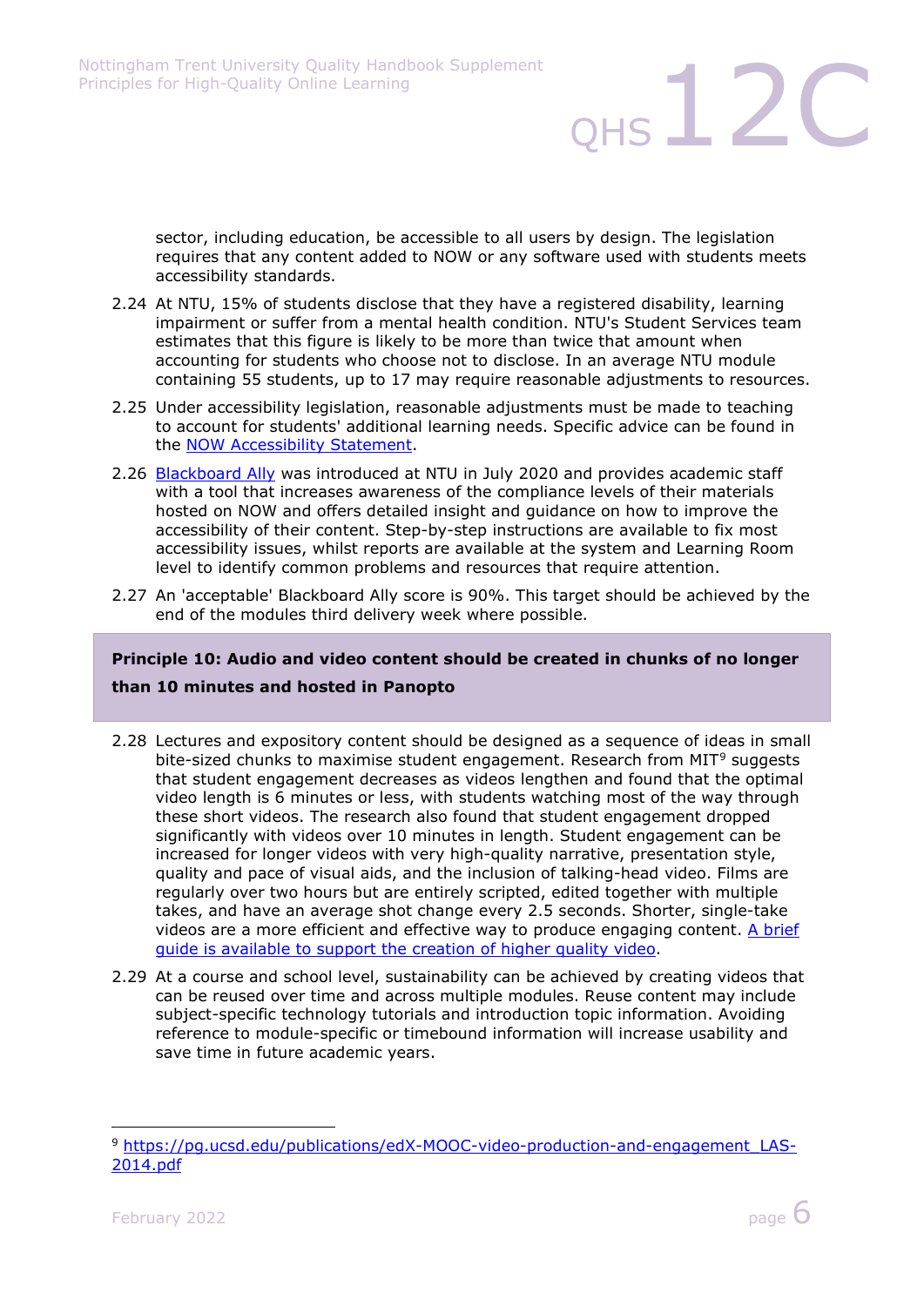sector, including education, be accessible to all users by design. The legislation requires that any content added to NOW or any software used with students meets accessibility standards.

2.24 At NTU, 15% of students disclose that they have a registered disability, learning impairment or suffer from a mental health condition. NTU's Student Services team estimates that this figure is likely to be more than twice that amount when accounting for students who choose not to disclose. In an average NTU module containing 55 students, up to 17 may require reasonable adjustments to resources.

2.25 Under accessibility legislation, reasonable adjustments must be made to teaching to account for students' additional learning needs. Specific advice can be found in the [NOW Accessibility Statement](NOW Accessibility Statement).

2.26 [Blackboard Ally](Blackboard Ally) was introduced at NTU in July 2020 and provides academic staff with a tool that increases awareness of the compliance levels of their materials hosted on NOW and offers detailed insight and guidance on how to improve the accessibility of their content. Step-by-step instructions are available to fix most accessibility issues, whilst reports are available at the system and Learning Room level to identify common problems and resources that require attention.

2.27 An 'acceptable' Blackboard Ally score is 90%. This target should be achieved by the end of the modules third delivery week where possible.

**Principle 10: Audio and video content should be created in chunks of no longer than 10 minutes and hosted in Panopto**

2.28 Lectures and expository content should be designed as a sequence of ideas in small bite-sized chunks to maximise student engagement. Research from MIT[9] suggests that student engagement decreases as videos lengthen and found that the optimal video length is 6 minutes or less, with students watching most of the way through these short videos. The research also found that student engagement dropped significantly with videos over 10 minutes in length. Student engagement can be increased for longer videos with very high-quality narrative, presentation style, quality and pace of visual aids, and the inclusion of talking-head video. Films are regularly over two hours but are entirely scripted, edited together with multiple takes, and have an average shot change every 2.5 seconds. Shorter, single-take videos are a more efficient and effective way to produce engaging content. [A brief guide is available to support the creation of higher quality video](A brief guide is available to support the creation of higher quality video).

2.29 At a course and school level, sustainability can be achieved by creating videos that can be reused over time and across multiple modules. Reuse content may include subject-specific technology tutorials and introduction topic information. Avoiding reference to module-specific or timebound information will increase usability and save time in future academic years.

---

[9] https://pg.ucsd.edu/publications/edX-MOOC-video-production-and-engagement_LAS-2014.pdf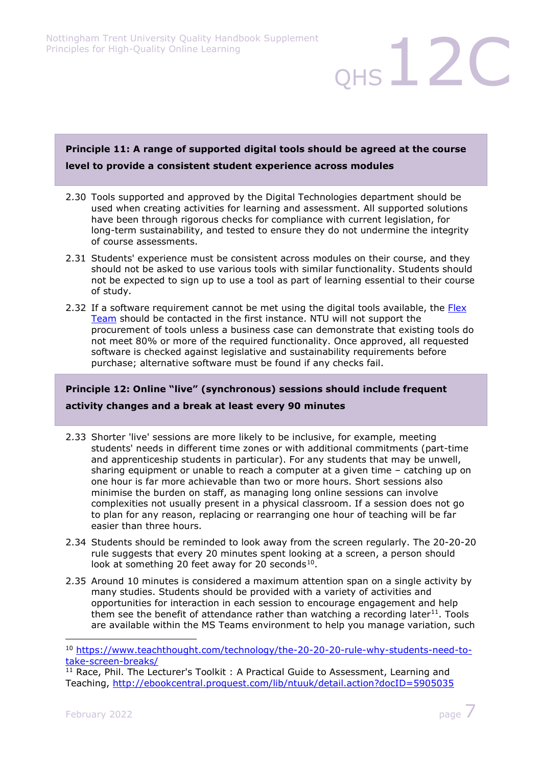**Principle 11: A range of supported digital tools should be agreed at the course level to provide a consistent student experience across modules**

2.30 Tools supported and approved by the Digital Technologies department should be used when creating activities for learning and assessment. All supported solutions have been through rigorous checks for compliance with current legislation, for long-term sustainability, and tested to ensure they do not undermine the integrity of course assessments.

2.31 Students' experience must be consistent across modules on their course, and they should not be asked to use various tools with similar functionality. Students should not be expected to sign up to use a tool as part of learning essential to their course of study.

2.32 If a software requirement cannot be met using the digital tools available, the Flex Team should be contacted in the first instance. NTU will not support the procurement of tools unless a business case can demonstrate that existing tools do not meet 80% or more of the required functionality. Once approved, all requested software is checked against legislative and sustainability requirements before purchase; alternative software must be found if any checks fail.

**Principle 12: Online "live" (synchronous) sessions should include frequent activity changes and a break at least every 90 minutes**

2.33 Shorter 'live' sessions are more likely to be inclusive, for example, meeting students' needs in different time zones or with additional commitments (part-time and apprenticeship students in particular). For any students that may be unwell, sharing equipment or unable to reach a computer at a given time – catching up on one hour is far more achievable than two or more hours. Short sessions also minimise the burden on staff, as managing long online sessions can involve complexities not usually present in a physical classroom. If a session does not go to plan for any reason, replacing or rearranging one hour of teaching will be far easier than three hours.

2.34 Students should be reminded to look away from the screen regularly. The 20-20-20 rule suggests that every 20 minutes spent looking at a screen, a person should look at something 20 feet away for 20 seconds[10].

2.35 Around 10 minutes is considered a maximum attention span on a single activity by many studies. Students should be provided with a variety of activities and opportunities for interaction in each session to encourage engagement and help them see the benefit of attendance rather than watching a recording later[11]. Tools are available within the MS Teams environment to help you manage variation, such

---

[10] https://www.teachthought.com/technology/the-20-20-20-rule-why-students-need-to-take-screen-breaks/

[11] Race, Phil. The Lecturer's Toolkit : A Practical Guide to Assessment, Learning and Teaching, http://ebookcentral.proquest.com/lib/ntuuk/detail.action?docID=5905035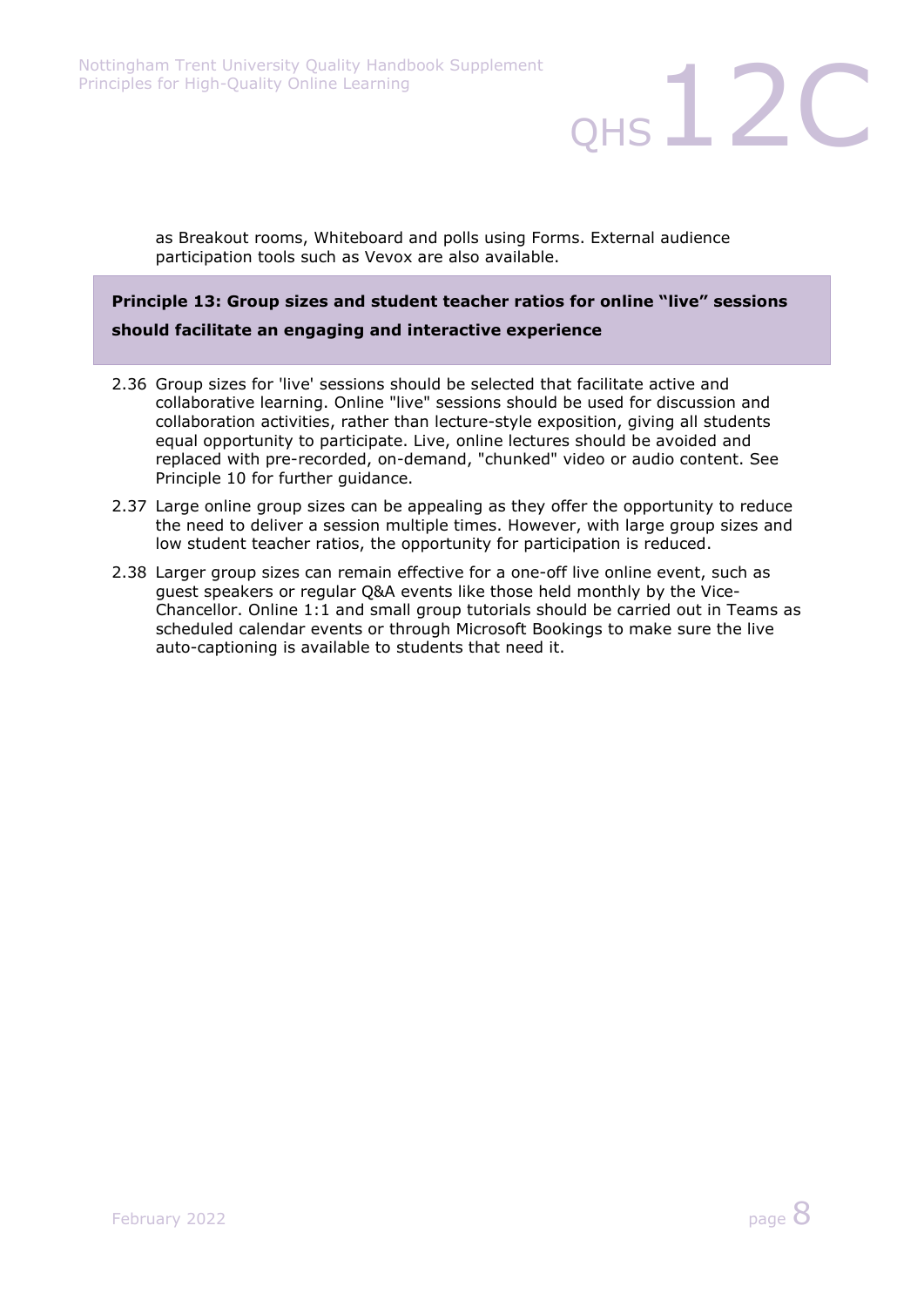as Breakout rooms, Whiteboard and polls using Forms. External audience participation tools such as Vevox are also available.

**Principle 13: Group sizes and student teacher ratios for online "live" sessions should facilitate an engaging and interactive experience**

2.36 Group sizes for 'live' sessions should be selected that facilitate active and collaborative learning. Online "live" sessions should be used for discussion and collaboration activities, rather than lecture-style exposition, giving all students equal opportunity to participate. Live, online lectures should be avoided and replaced with pre-recorded, on-demand, "chunked" video or audio content. See Principle 10 for further guidance.

2.37 Large online group sizes can be appealing as they offer the opportunity to reduce the need to deliver a session multiple times. However, with large group sizes and low student teacher ratios, the opportunity for participation is reduced.

2.38 Larger group sizes can remain effective for a one-off live online event, such as guest speakers or regular Q&A events like those held monthly by the Vice-Chancellor. Online 1:1 and small group tutorials should be carried out in Teams as scheduled calendar events or through Microsoft Bookings to make sure the live auto-captioning is available to students that need it.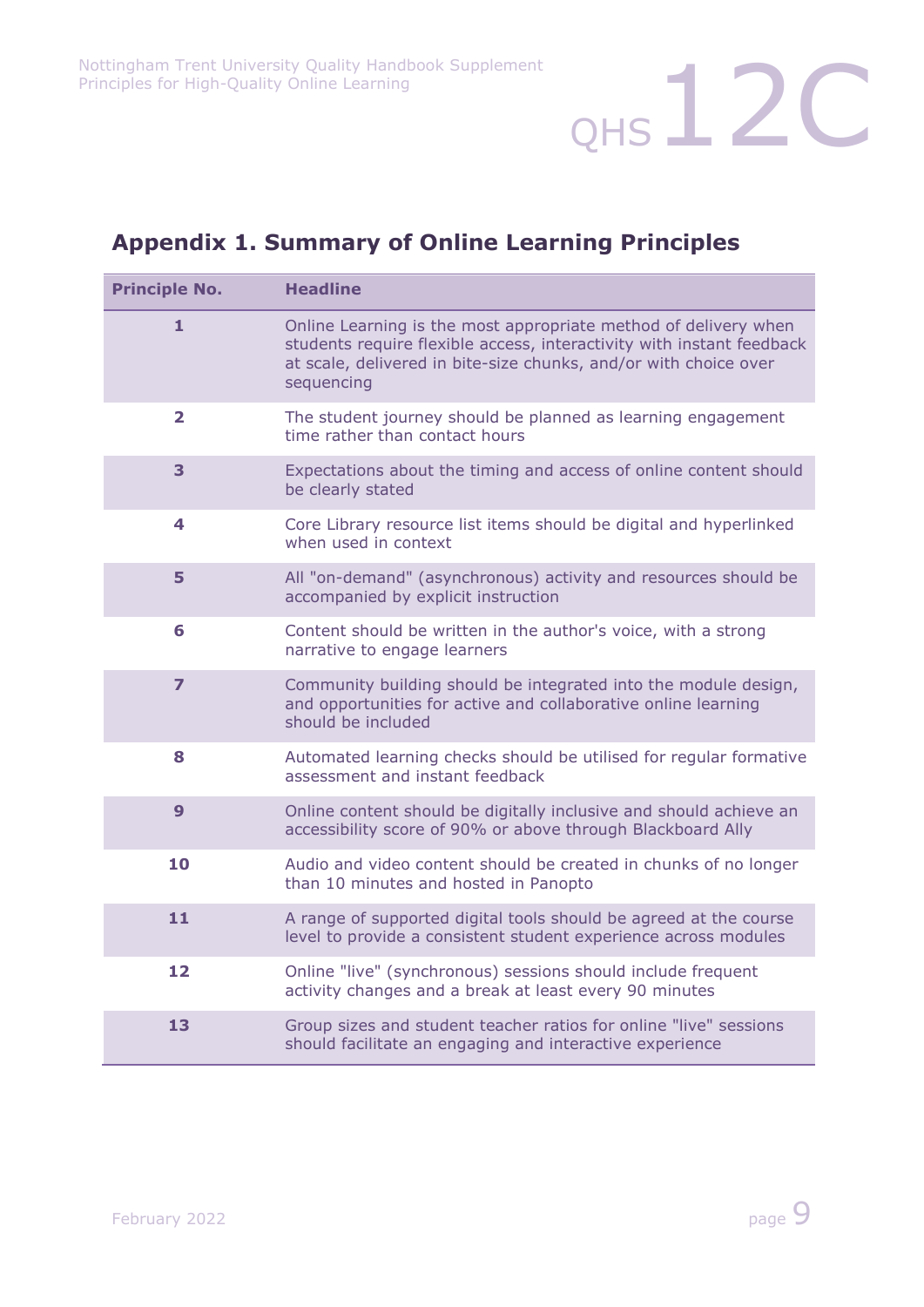## Appendix 1. Summary of Online Learning Principles

| Principle No. | Headline |
|---|---|
| 1 | Online Learning is the most appropriate method of delivery when students require flexible access, interactivity with instant feedback at scale, delivered in bite-size chunks, and/or with choice over sequencing |
| 2 | The student journey should be planned as learning engagement time rather than contact hours |
| 3 | Expectations about the timing and access of online content should be clearly stated |
| 4 | Core Library resource list items should be digital and hyperlinked when used in context |
| 5 | All "on-demand" (asynchronous) activity and resources should be accompanied by explicit instruction |
| 6 | Content should be written in the author's voice, with a strong narrative to engage learners |
| 7 | Community building should be integrated into the module design, and opportunities for active and collaborative online learning should be included |
| 8 | Automated learning checks should be utilised for regular formative assessment and instant feedback |
| 9 | Online content should be digitally inclusive and should achieve an accessibility score of 90% or above through Blackboard Ally |
| 10 | Audio and video content should be created in chunks of no longer than 10 minutes and hosted in Panopto |
| 11 | A range of supported digital tools should be agreed at the course level to provide a consistent student experience across modules |
| 12 | Online "live" (synchronous) sessions should include frequent activity changes and a break at least every 90 minutes |
| 13 | Group sizes and student teacher ratios for online "live" sessions should facilitate an engaging and interactive experience |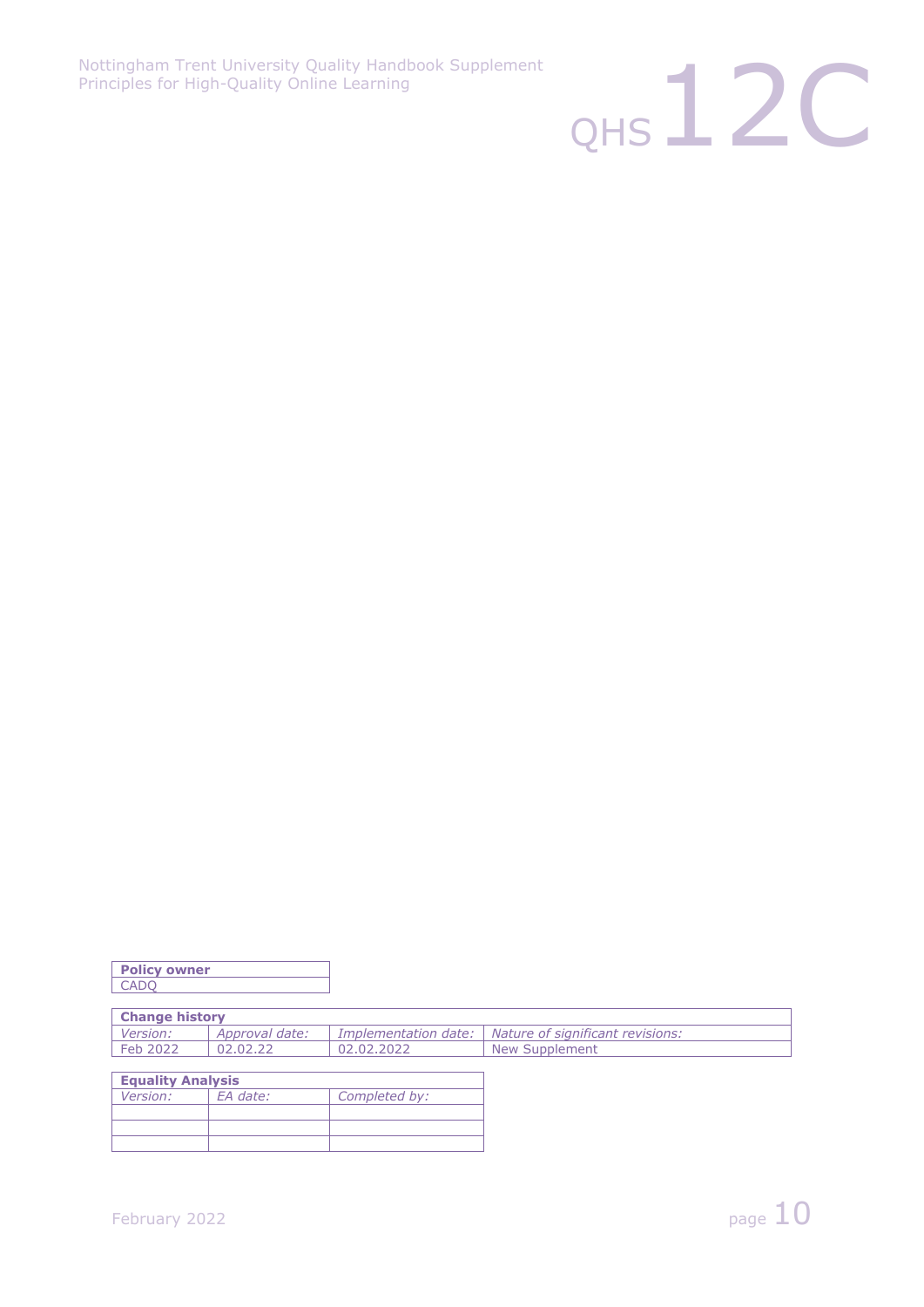| **Policy owner** |
|---|
| CADQ |

| **Change history** | | | |
|---|---|---|---|
| *Version:* | *Approval date:* | *Implementation date:* | *Nature of significant revisions:* |
| Feb 2022 | 02.02.22 | 02.02.2022 | New Supplement |

| **Equality Analysis** | | |
|---|---|---|
| *Version:* | *EA date:* | *Completed by:* |
| | | |
| | | |
| | | |